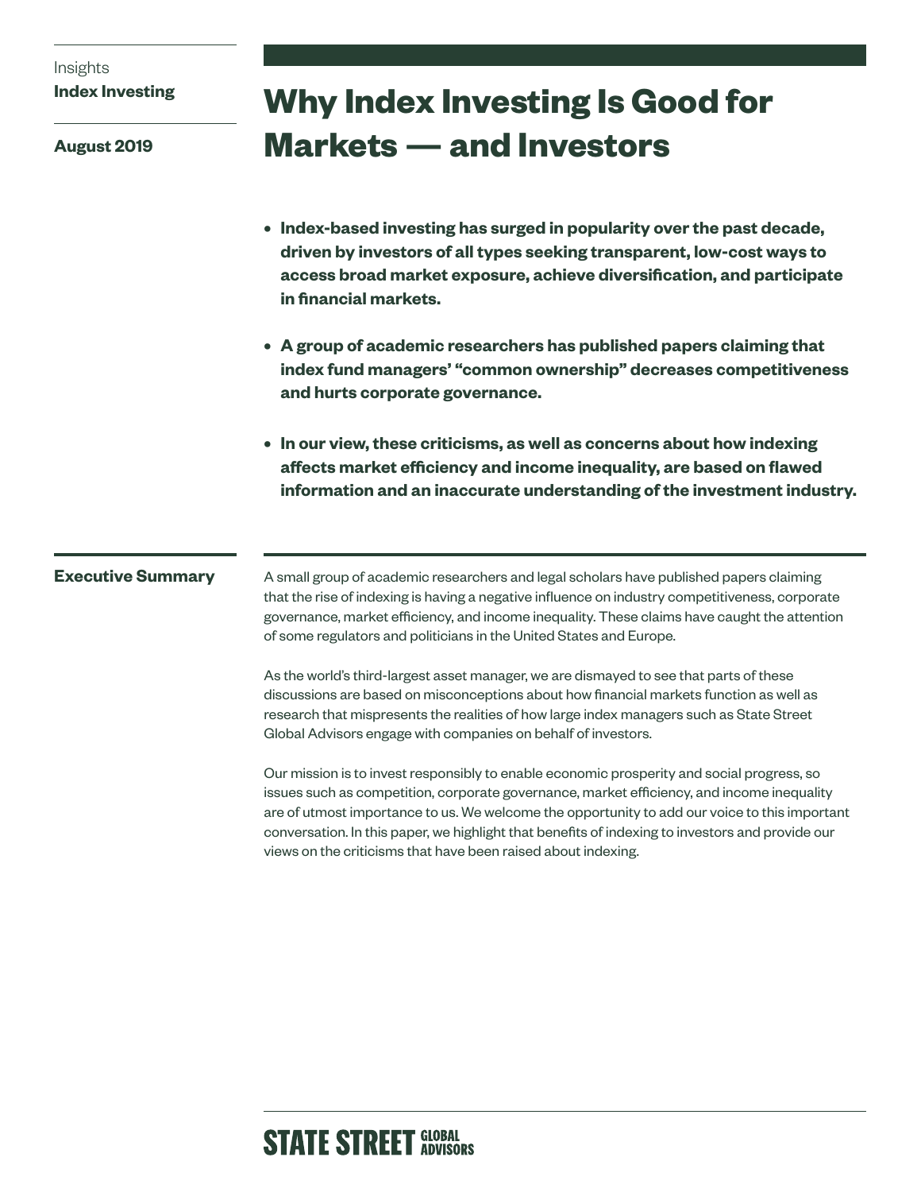Insights
**Index Investing**

**August 2019**

# Why Index Investing Is Good for Markets — and Investors

- **Index-based investing has surged in popularity over the past decade, driven by investors of all types seeking transparent, low-cost ways to access broad market exposure, achieve diversification, and participate in financial markets.**
- **A group of academic researchers has published papers claiming that index fund managers' "common ownership" decreases competitiveness and hurts corporate governance.**
- **In our view, these criticisms, as well as concerns about how indexing affects market efficiency and income inequality, are based on flawed information and an inaccurate understanding of the investment industry.**

## Executive Summary

A small group of academic researchers and legal scholars have published papers claiming that the rise of indexing is having a negative influence on industry competitiveness, corporate governance, market efficiency, and income inequality. These claims have caught the attention of some regulators and politicians in the United States and Europe.

As the world's third-largest asset manager, we are dismayed to see that parts of these discussions are based on misconceptions about how financial markets function as well as research that mispresents the realities of how large index managers such as State Street Global Advisors engage with companies on behalf of investors.

Our mission is to invest responsibly to enable economic prosperity and social progress, so issues such as competition, corporate governance, market efficiency, and income inequality are of utmost importance to us. We welcome the opportunity to add our voice to this important conversation. In this paper, we highlight that benefits of indexing to investors and provide our views on the criticisms that have been raised about indexing.

STATE STREET GLOBAL ADVISORS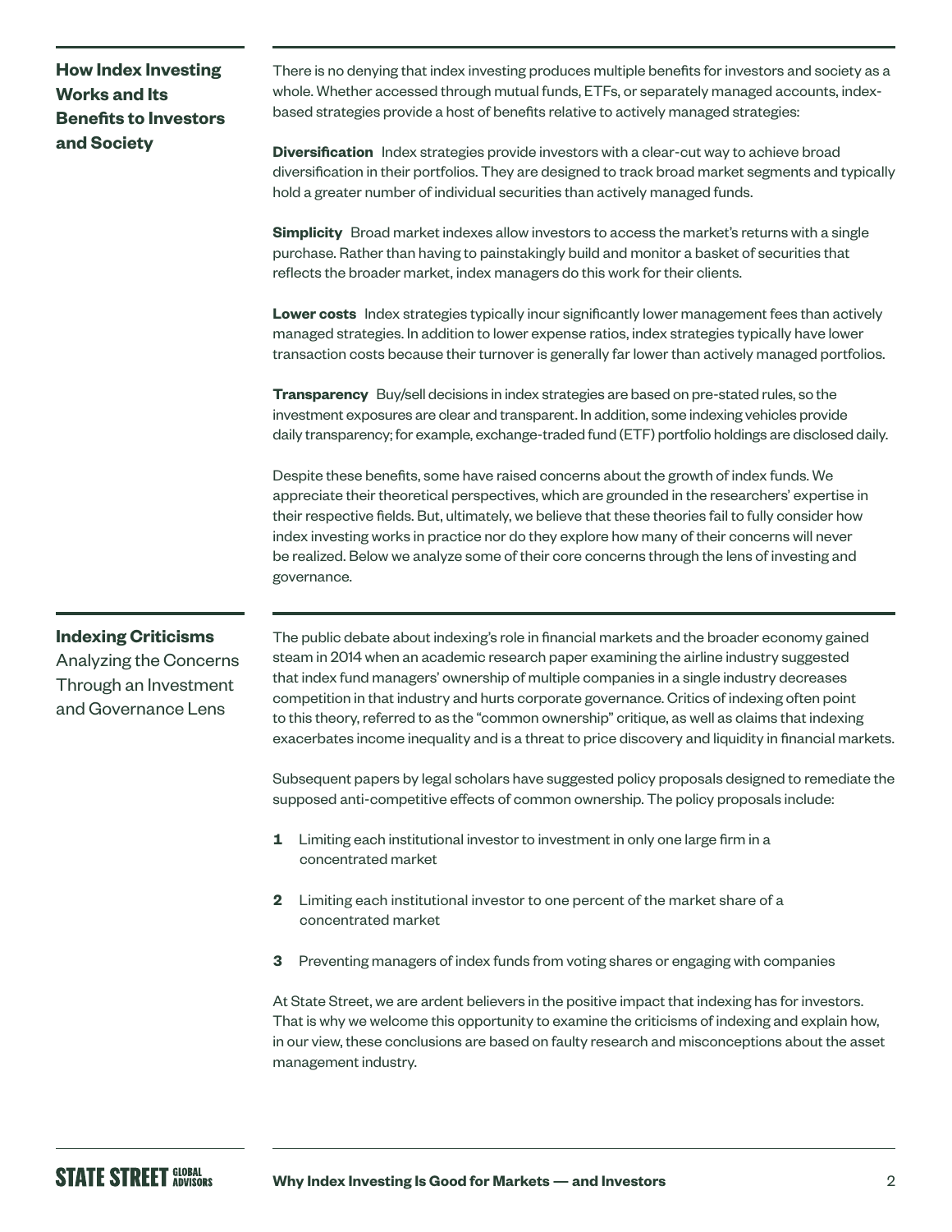## How Index Investing Works and Its Benefits to Investors and Society

There is no denying that index investing produces multiple benefits for investors and society as a whole. Whether accessed through mutual funds, ETFs, or separately managed accounts, index-based strategies provide a host of benefits relative to actively managed strategies:

**Diversification** Index strategies provide investors with a clear-cut way to achieve broad diversification in their portfolios. They are designed to track broad market segments and typically hold a greater number of individual securities than actively managed funds.

**Simplicity** Broad market indexes allow investors to access the market's returns with a single purchase. Rather than having to painstakingly build and monitor a basket of securities that reflects the broader market, index managers do this work for their clients.

**Lower costs** Index strategies typically incur significantly lower management fees than actively managed strategies. In addition to lower expense ratios, index strategies typically have lower transaction costs because their turnover is generally far lower than actively managed portfolios.

**Transparency** Buy/sell decisions in index strategies are based on pre-stated rules, so the investment exposures are clear and transparent. In addition, some indexing vehicles provide daily transparency; for example, exchange-traded fund (ETF) portfolio holdings are disclosed daily.

Despite these benefits, some have raised concerns about the growth of index funds. We appreciate their theoretical perspectives, which are grounded in the researchers' expertise in their respective fields. But, ultimately, we believe that these theories fail to fully consider how index investing works in practice nor do they explore how many of their concerns will never be realized. Below we analyze some of their core concerns through the lens of investing and governance.

## Indexing Criticisms

Analyzing the Concerns Through an Investment and Governance Lens

The public debate about indexing's role in financial markets and the broader economy gained steam in 2014 when an academic research paper examining the airline industry suggested that index fund managers' ownership of multiple companies in a single industry decreases competition in that industry and hurts corporate governance. Critics of indexing often point to this theory, referred to as the "common ownership" critique, as well as claims that indexing exacerbates income inequality and is a threat to price discovery and liquidity in financial markets.

Subsequent papers by legal scholars have suggested policy proposals designed to remediate the supposed anti-competitive effects of common ownership. The policy proposals include:

1. Limiting each institutional investor to investment in only one large firm in a concentrated market
2. Limiting each institutional investor to one percent of the market share of a concentrated market
3. Preventing managers of index funds from voting shares or engaging with companies

At State Street, we are ardent believers in the positive impact that indexing has for investors. That is why we welcome this opportunity to examine the criticisms of indexing and explain how, in our view, these conclusions are based on faulty research and misconceptions about the asset management industry.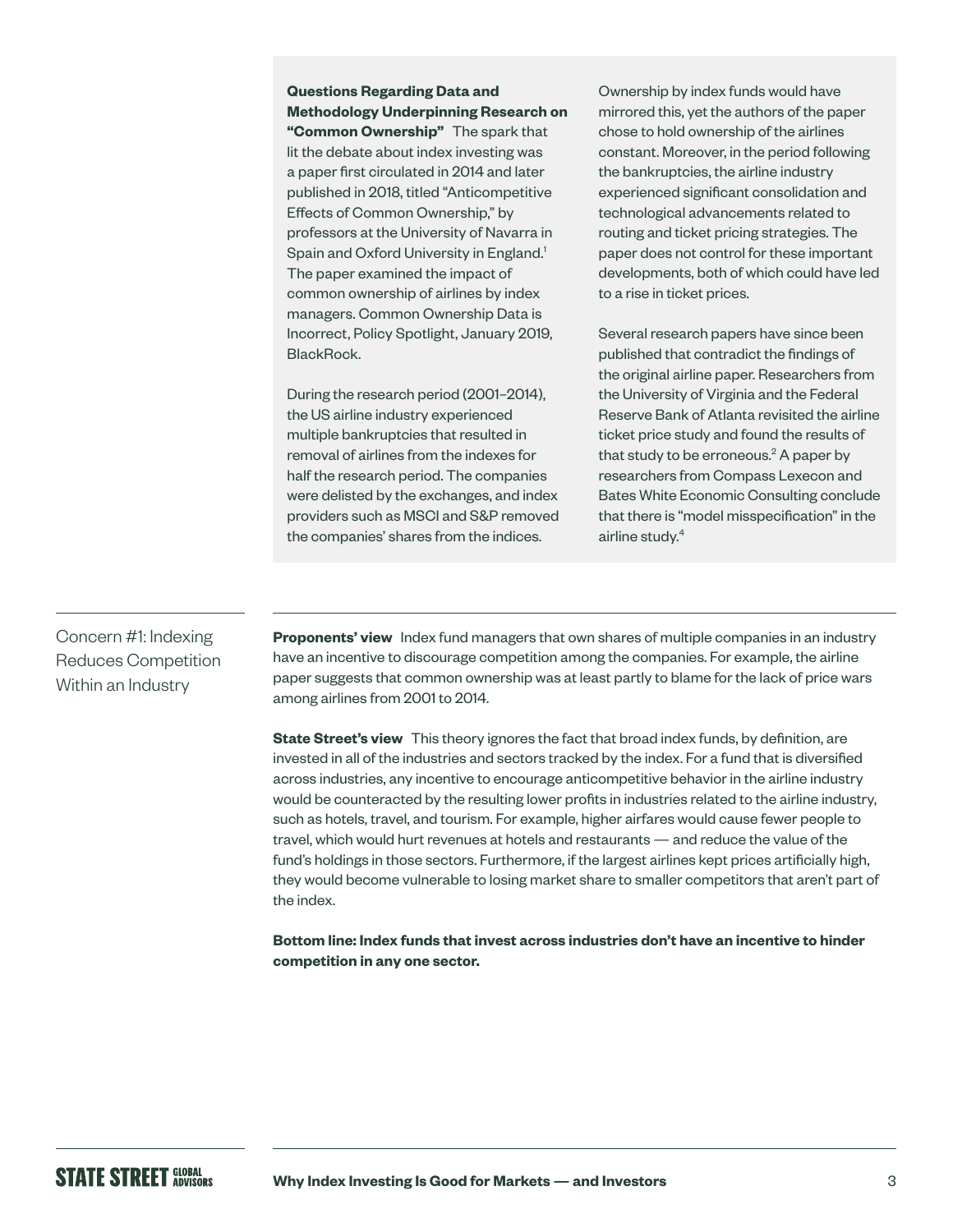**Questions Regarding Data and Methodology Underpinning Research on "Common Ownership"** The spark that lit the debate about index investing was a paper first circulated in 2014 and later published in 2018, titled "Anticompetitive Effects of Common Ownership," by professors at the University of Navarra in Spain and Oxford University in England.[1] The paper examined the impact of common ownership of airlines by index managers. Common Ownership Data is Incorrect, Policy Spotlight, January 2019, BlackRock.

During the research period (2001–2014), the US airline industry experienced multiple bankruptcies that resulted in removal of airlines from the indexes for half the research period. The companies were delisted by the exchanges, and index providers such as MSCI and S&P removed the companies' shares from the indices. Ownership by index funds would have mirrored this, yet the authors of the paper chose to hold ownership of the airlines constant. Moreover, in the period following the bankruptcies, the airline industry experienced significant consolidation and technological advancements related to routing and ticket pricing strategies. The paper does not control for these important developments, both of which could have led to a rise in ticket prices.

Several research papers have since been published that contradict the findings of the original airline paper. Researchers from the University of Virginia and the Federal Reserve Bank of Atlanta revisited the airline ticket price study and found the results of that study to be erroneous.[2] A paper by researchers from Compass Lexecon and Bates White Economic Consulting conclude that there is "model misspecification" in the airline study.[4]

## Concern #1: Indexing Reduces Competition Within an Industry

**Proponents' view** Index fund managers that own shares of multiple companies in an industry have an incentive to discourage competition among the companies. For example, the airline paper suggests that common ownership was at least partly to blame for the lack of price wars among airlines from 2001 to 2014.

**State Street's view** This theory ignores the fact that broad index funds, by definition, are invested in all of the industries and sectors tracked by the index. For a fund that is diversified across industries, any incentive to encourage anticompetitive behavior in the airline industry would be counteracted by the resulting lower profits in industries related to the airline industry, such as hotels, travel, and tourism. For example, higher airfares would cause fewer people to travel, which would hurt revenues at hotels and restaurants — and reduce the value of the fund's holdings in those sectors. Furthermore, if the largest airlines kept prices artificially high, they would become vulnerable to losing market share to smaller competitors that aren't part of the index.

**Bottom line: Index funds that invest across industries don't have an incentive to hinder competition in any one sector.**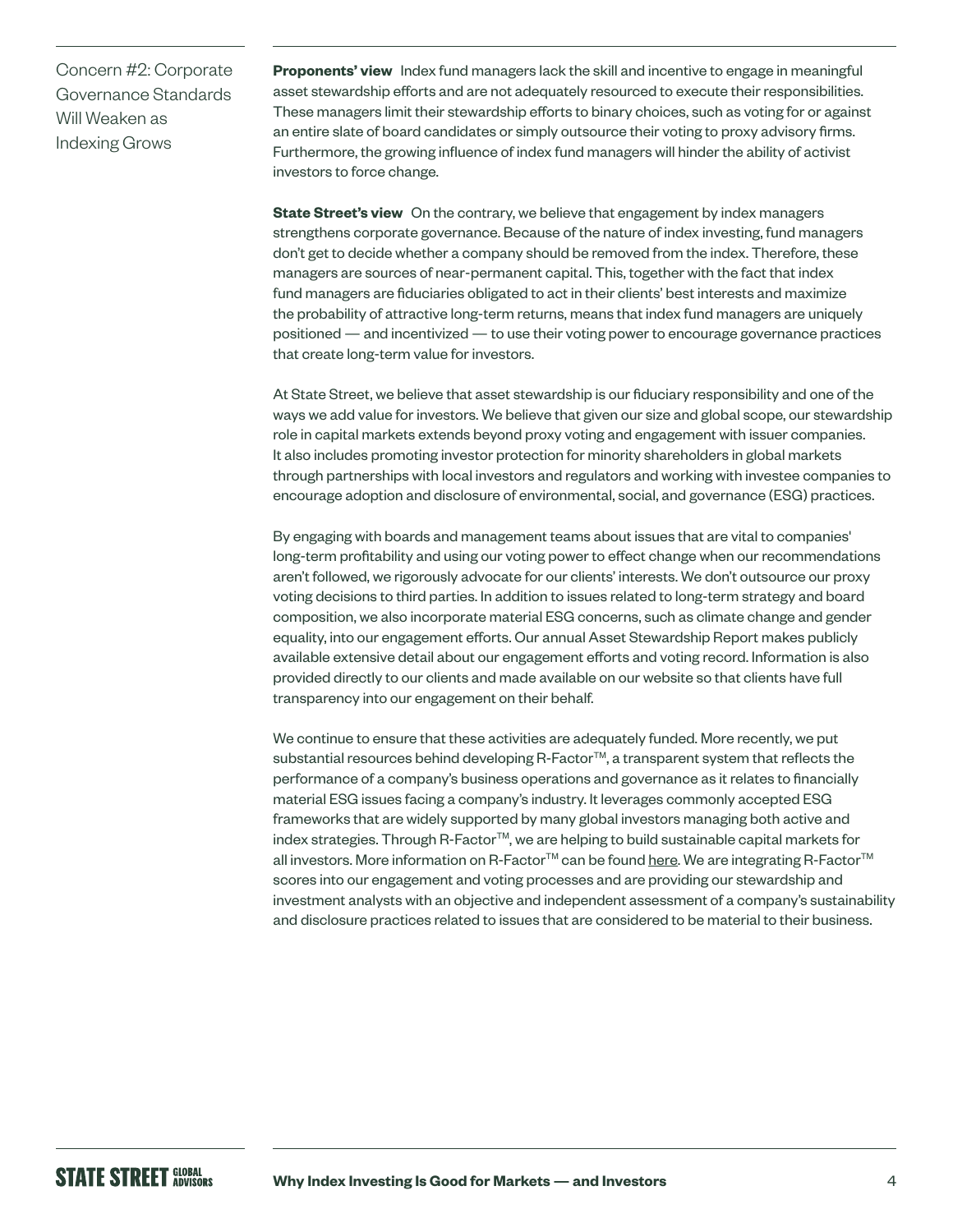## Concern #2: Corporate Governance Standards Will Weaken as Indexing Grows

**Proponents' view** Index fund managers lack the skill and incentive to engage in meaningful asset stewardship efforts and are not adequately resourced to execute their responsibilities. These managers limit their stewardship efforts to binary choices, such as voting for or against an entire slate of board candidates or simply outsource their voting to proxy advisory firms. Furthermore, the growing influence of index fund managers will hinder the ability of activist investors to force change.

**State Street's view** On the contrary, we believe that engagement by index managers strengthens corporate governance. Because of the nature of index investing, fund managers don't get to decide whether a company should be removed from the index. Therefore, these managers are sources of near-permanent capital. This, together with the fact that index fund managers are fiduciaries obligated to act in their clients' best interests and maximize the probability of attractive long-term returns, means that index fund managers are uniquely positioned — and incentivized — to use their voting power to encourage governance practices that create long-term value for investors.

At State Street, we believe that asset stewardship is our fiduciary responsibility and one of the ways we add value for investors. We believe that given our size and global scope, our stewardship role in capital markets extends beyond proxy voting and engagement with issuer companies. It also includes promoting investor protection for minority shareholders in global markets through partnerships with local investors and regulators and working with investee companies to encourage adoption and disclosure of environmental, social, and governance (ESG) practices.

By engaging with boards and management teams about issues that are vital to companies' long-term profitability and using our voting power to effect change when our recommendations aren't followed, we rigorously advocate for our clients' interests. We don't outsource our proxy voting decisions to third parties. In addition to issues related to long-term strategy and board composition, we also incorporate material ESG concerns, such as climate change and gender equality, into our engagement efforts. Our annual Asset Stewardship Report makes publicly available extensive detail about our engagement efforts and voting record. Information is also provided directly to our clients and made available on our website so that clients have full transparency into our engagement on their behalf.

We continue to ensure that these activities are adequately funded. More recently, we put substantial resources behind developing R-Factor™, a transparent system that reflects the performance of a company's business operations and governance as it relates to financially material ESG issues facing a company's industry. It leverages commonly accepted ESG frameworks that are widely supported by many global investors managing both active and index strategies. Through R-Factor™, we are helping to build sustainable capital markets for all investors. More information on R-Factor™ can be found here. We are integrating R-Factor™ scores into our engagement and voting processes and are providing our stewardship and investment analysts with an objective and independent assessment of a company's sustainability and disclosure practices related to issues that are considered to be material to their business.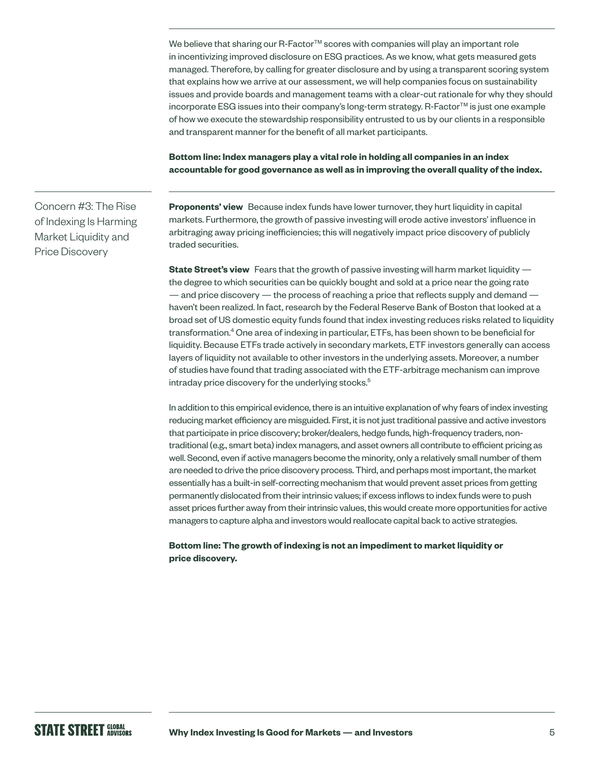We believe that sharing our R-Factor™ scores with companies will play an important role in incentivizing improved disclosure on ESG practices. As we know, what gets measured gets managed. Therefore, by calling for greater disclosure and by using a transparent scoring system that explains how we arrive at our assessment, we will help companies focus on sustainability issues and provide boards and management teams with a clear-cut rationale for why they should incorporate ESG issues into their company's long-term strategy. R-Factor™ is just one example of how we execute the stewardship responsibility entrusted to us by our clients in a responsible and transparent manner for the benefit of all market participants.

**Bottom line: Index managers play a vital role in holding all companies in an index accountable for good governance as well as in improving the overall quality of the index.**

## Concern #3: The Rise of Indexing Is Harming Market Liquidity and Price Discovery

**Proponents' view** Because index funds have lower turnover, they hurt liquidity in capital markets. Furthermore, the growth of passive investing will erode active investors' influence in arbitraging away pricing inefficiencies; this will negatively impact price discovery of publicly traded securities.

**State Street's view** Fears that the growth of passive investing will harm market liquidity — the degree to which securities can be quickly bought and sold at a price near the going rate — and price discovery — the process of reaching a price that reflects supply and demand — haven't been realized. In fact, research by the Federal Reserve Bank of Boston that looked at a broad set of US domestic equity funds found that index investing reduces risks related to liquidity transformation.[4] One area of indexing in particular, ETFs, has been shown to be beneficial for liquidity. Because ETFs trade actively in secondary markets, ETF investors generally can access layers of liquidity not available to other investors in the underlying assets. Moreover, a number of studies have found that trading associated with the ETF-arbitrage mechanism can improve intraday price discovery for the underlying stocks.[5]

In addition to this empirical evidence, there is an intuitive explanation of why fears of index investing reducing market efficiency are misguided. First, it is not just traditional passive and active investors that participate in price discovery; broker/dealers, hedge funds, high-frequency traders, non-traditional (e.g., smart beta) index managers, and asset owners all contribute to efficient pricing as well. Second, even if active managers become the minority, only a relatively small number of them are needed to drive the price discovery process. Third, and perhaps most important, the market essentially has a built-in self-correcting mechanism that would prevent asset prices from getting permanently dislocated from their intrinsic values; if excess inflows to index funds were to push asset prices further away from their intrinsic values, this would create more opportunities for active managers to capture alpha and investors would reallocate capital back to active strategies.

**Bottom line: The growth of indexing is not an impediment to market liquidity or price discovery.**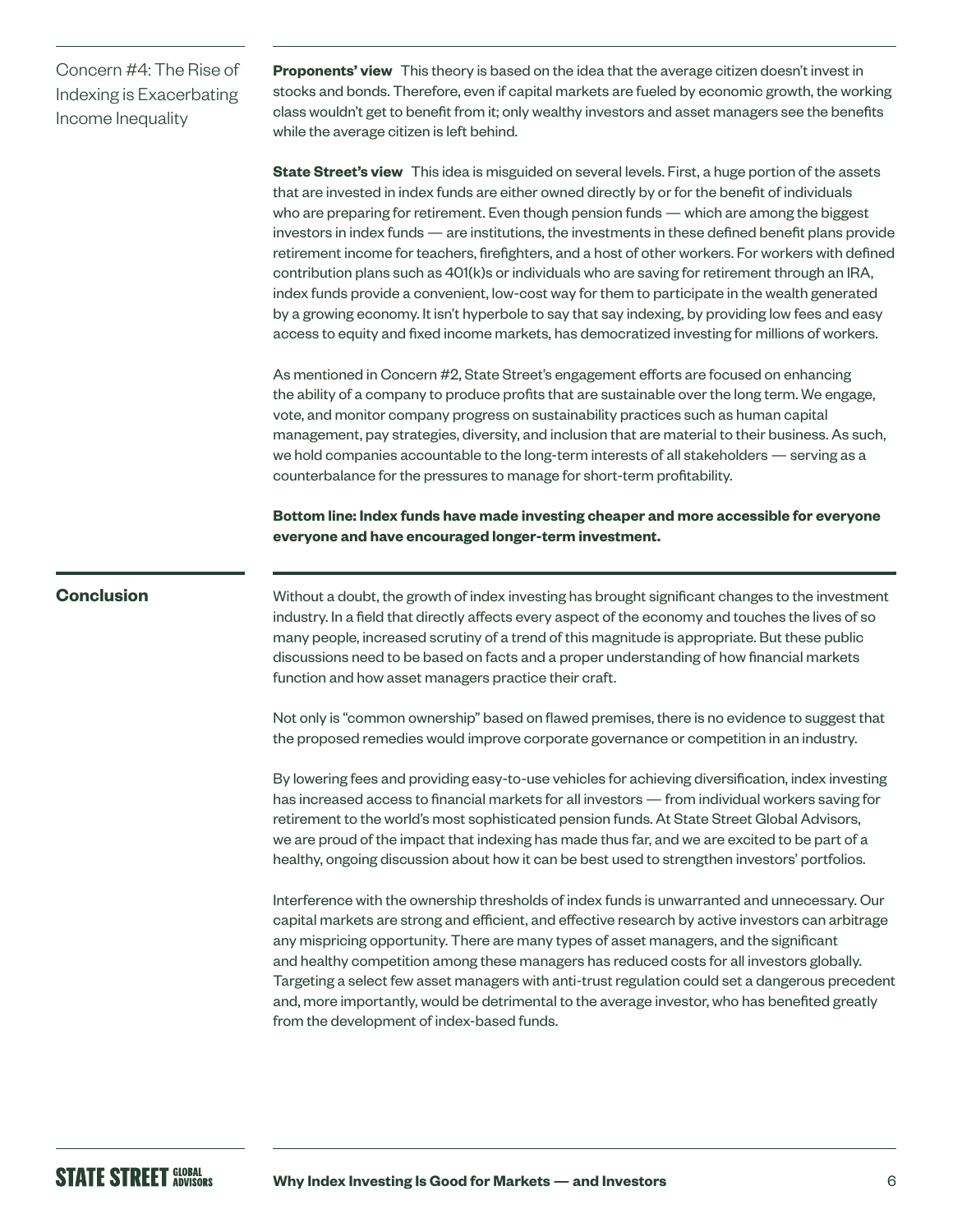## Concern #4: The Rise of Indexing is Exacerbating Income Inequality

**Proponents' view** This theory is based on the idea that the average citizen doesn't invest in stocks and bonds. Therefore, even if capital markets are fueled by economic growth, the working class wouldn't get to benefit from it; only wealthy investors and asset managers see the benefits while the average citizen is left behind.

**State Street's view** This idea is misguided on several levels. First, a huge portion of the assets that are invested in index funds are either owned directly by or for the benefit of individuals who are preparing for retirement. Even though pension funds — which are among the biggest investors in index funds — are institutions, the investments in these defined benefit plans provide retirement income for teachers, firefighters, and a host of other workers. For workers with defined contribution plans such as 401(k)s or individuals who are saving for retirement through an IRA, index funds provide a convenient, low-cost way for them to participate in the wealth generated by a growing economy. It isn't hyperbole to say that say indexing, by providing low fees and easy access to equity and fixed income markets, has democratized investing for millions of workers.

As mentioned in Concern #2, State Street's engagement efforts are focused on enhancing the ability of a company to produce profits that are sustainable over the long term. We engage, vote, and monitor company progress on sustainability practices such as human capital management, pay strategies, diversity, and inclusion that are material to their business. As such, we hold companies accountable to the long-term interests of all stakeholders — serving as a counterbalance for the pressures to manage for short-term profitability.

**Bottom line: Index funds have made investing cheaper and more accessible for everyone everyone and have encouraged longer-term investment.**

## Conclusion

Without a doubt, the growth of index investing has brought significant changes to the investment industry. In a field that directly affects every aspect of the economy and touches the lives of so many people, increased scrutiny of a trend of this magnitude is appropriate. But these public discussions need to be based on facts and a proper understanding of how financial markets function and how asset managers practice their craft.

Not only is "common ownership" based on flawed premises, there is no evidence to suggest that the proposed remedies would improve corporate governance or competition in an industry.

By lowering fees and providing easy-to-use vehicles for achieving diversification, index investing has increased access to financial markets for all investors — from individual workers saving for retirement to the world's most sophisticated pension funds. At State Street Global Advisors, we are proud of the impact that indexing has made thus far, and we are excited to be part of a healthy, ongoing discussion about how it can be best used to strengthen investors' portfolios.

Interference with the ownership thresholds of index funds is unwarranted and unnecessary. Our capital markets are strong and efficient, and effective research by active investors can arbitrage any mispricing opportunity. There are many types of asset managers, and the significant and healthy competition among these managers has reduced costs for all investors globally. Targeting a select few asset managers with anti-trust regulation could set a dangerous precedent and, more importantly, would be detrimental to the average investor, who has benefited greatly from the development of index-based funds.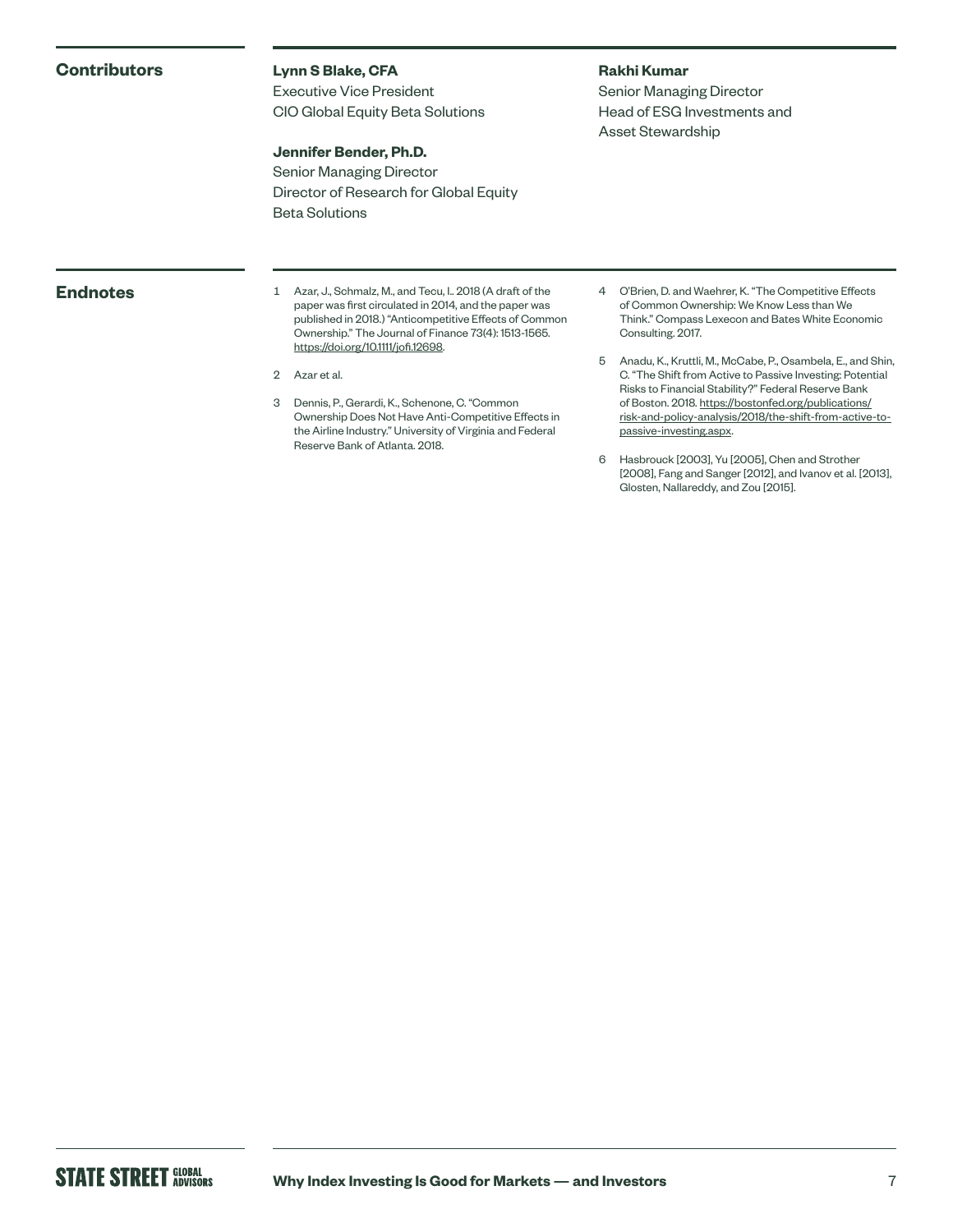## Contributors

**Lynn S Blake, CFA**
Executive Vice President
CIO Global Equity Beta Solutions

**Jennifer Bender, Ph.D.**
Senior Managing Director
Director of Research for Global Equity Beta Solutions

**Rakhi Kumar**
Senior Managing Director
Head of ESG Investments and Asset Stewardship

## Endnotes

1. Azar, J., Schmalz, M., and Tecu, I.. 2018 (A draft of the paper was first circulated in 2014, and the paper was published in 2018.) "Anticompetitive Effects of Common Ownership." The Journal of Finance 73(4): 1513-1565. https://doi.org/10.1111/jofi.12698.
2. Azar et al.
3. Dennis, P., Gerardi, K., Schenone, C. "Common Ownership Does Not Have Anti-Competitive Effects in the Airline Industry." University of Virginia and Federal Reserve Bank of Atlanta. 2018.
4. O'Brien, D. and Waehrer, K. "The Competitive Effects of Common Ownership: We Know Less than We Think." Compass Lexecon and Bates White Economic Consulting. 2017.
5. Anadu, K., Kruttli, M., McCabe, P., Osambela, E., and Shin, C. "The Shift from Active to Passive Investing: Potential Risks to Financial Stability?" Federal Reserve Bank of Boston. 2018. https://bostonfed.org/publications/risk-and-policy-analysis/2018/the-shift-from-active-to-passive-investing.aspx.
6. Hasbrouck [2003], Yu [2005], Chen and Strother [2008], Fang and Sanger [2012], and Ivanov et al. [2013], Glosten, Nallareddy, and Zou [2015].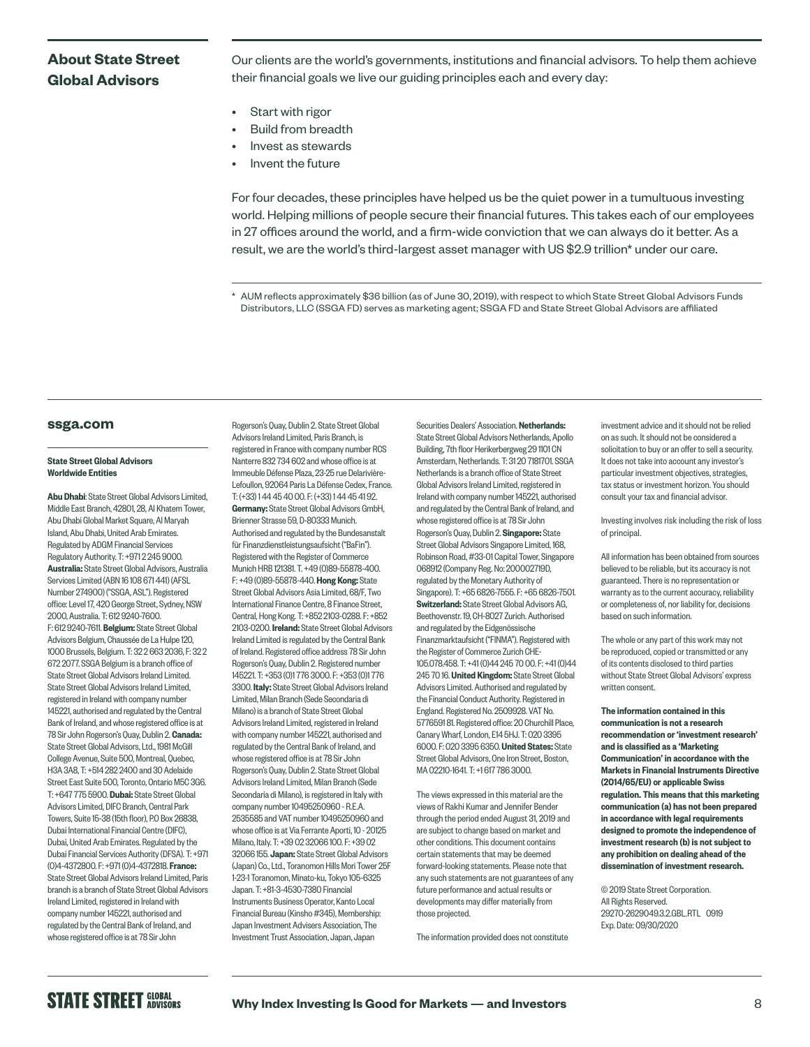## About State Street Global Advisors

Our clients are the world's governments, institutions and financial advisors. To help them achieve their financial goals we live our guiding principles each and every day:

- Start with rigor
- Build from breadth
- Invest as stewards
- Invent the future

For four decades, these principles have helped us be the quiet power in a tumultuous investing world. Helping millions of people secure their financial futures. This takes each of our employees in 27 offices around the world, and a firm-wide conviction that we can always do it better. As a result, we are the world's third-largest asset manager with US $2.9 trillion* under our care.

* AUM reflects approximately $36 billion (as of June 30, 2019), with respect to which State Street Global Advisors Funds Distributors, LLC (SSGA FD) serves as marketing agent; SSGA FD and State Street Global Advisors are affiliated

**ssga.com**

**State Street Global Advisors Worldwide Entities**

**Abu Dhabi**: State Street Global Advisors Limited, Middle East Branch, 42801, 28, Al Khatem Tower, Abu Dhabi Global Market Square, Al Maryah Island, Abu Dhabi, United Arab Emirates. Regulated by ADGM Financial Services Regulatory Authority. T: +971 2 245 9000. **Australia:** State Street Global Advisors, Australia Services Limited (ABN 16 108 671 441) (AFSL Number 274900) ("SSGA, ASL"). Registered office: Level 17, 420 George Street, Sydney, NSW 2000, Australia. T: 612 9240-7600. F: 612 9240-7611. **Belgium:** State Street Global Advisors Belgium, Chaussée de La Hulpe 120, 1000 Brussels, Belgium. T: 32 2 663 2036, F: 32 2 672 2077. SSGA Belgium is a branch office of State Street Global Advisors Ireland Limited. State Street Global Advisors Ireland Limited, registered in Ireland with company number 145221, authorised and regulated by the Central Bank of Ireland, and whose registered office is at 78 Sir John Rogerson's Quay, Dublin 2. **Canada:** State Street Global Advisors, Ltd., 1981 McGill College Avenue, Suite 500, Montreal, Quebec, H3A 3A8, T: +514 282 2400 and 30 Adelaide Street East Suite 500, Toronto, Ontario M5C 3G6. T: +647 775 5900. **Dubai:** State Street Global Advisors Limited, DIFC Branch, Central Park Towers, Suite 15-38 (15th floor), P.O Box 26838, Dubai International Financial Centre (DIFC), Dubai, United Arab Emirates. Regulated by the Dubai Financial Services Authority (DFSA). T: +971 (0)4-4372800. F: +971 (0)4-4372818. **France:** State Street Global Advisors Ireland Limited, Paris branch is a branch of State Street Global Advisors Ireland Limited, registered in Ireland with company number 145221, authorised and regulated by the Central Bank of Ireland, and whose registered office is at 78 Sir John Rogerson's Quay, Dublin 2. State Street Global Advisors Ireland Limited, Paris Branch, is registered in France with company number RCS Nanterre 832 734 602 and whose office is at Immeuble Défense Plaza, 23-25 rue Delarivière-Lefoullon, 92064 Paris La Défense Cedex, France. T: (+33) 1 44 45 40 00. F: (+33) 1 44 45 41 92. **Germany:** State Street Global Advisors GmbH, Brienner Strasse 59, D-80333 Munich. Authorised and regulated by the Bundesanstalt für Finanzdienstleistungsaufsicht ("BaFin"). Registered with the Register of Commerce Munich HRB 121381. T. +49 (0)89-55878-400. F: +49 (0)89-55878-440. **Hong Kong:** State Street Global Advisors Asia Limited, 68/F, Two International Finance Centre, 8 Finance Street, Central, Hong Kong. T: +852 2103-0288. F: +852 2103-0200. **Ireland:** State Street Global Advisors Ireland Limited is regulated by the Central Bank of Ireland. Registered office address 78 Sir John Rogerson's Quay, Dublin 2. Registered number 145221. T: +353 (0)1 776 3000. F: +353 (0)1 776 3300. **Italy:** State Street Global Advisors Ireland Limited, Milan Branch (Sede Secondaria di Milano) is a branch of State Street Global Advisors Ireland Limited, registered in Ireland with company number 145221, authorised and regulated by the Central Bank of Ireland, and whose registered office is at 78 Sir John Rogerson's Quay, Dublin 2. State Street Global Advisors Ireland Limited, Milan Branch (Sede Secondaria di Milano), is registered in Italy with company number 10495250960 - R.E.A. 2535585 and VAT number 10495250960 and whose office is at Via Ferrante Aporti, 10 - 20125 Milano, Italy. T: +39 02 32066 100. F: +39 02 32066 155. **Japan:** State Street Global Advisors (Japan) Co., Ltd., Toranomon Hills Mori Tower 25F 1-23-1 Toranomon, Minato-ku, Tokyo 105-6325 Japan. T: +81-3-4530-7380 Financial Instruments Business Operator, Kanto Local Financial Bureau (Kinsho #345), Membership: Japan Investment Advisers Association, The Investment Trust Association, Japan, Japan Securities Dealers' Association. **Netherlands:** State Street Global Advisors Netherlands, Apollo Building, 7th floor Herikerbergweg 29 1101 CN Amsterdam, Netherlands. T: 31 20 7181701. SSGA Netherlands is a branch office of State Street Global Advisors Ireland Limited, registered in Ireland with company number 145221, authorised and regulated by the Central Bank of Ireland, and whose registered office is at 78 Sir John Rogerson's Quay, Dublin 2. **Singapore:** State Street Global Advisors Singapore Limited, 168, Robinson Road, #33-01 Capital Tower, Singapore 068912 (Company Reg. No: 200002719D, regulated by the Monetary Authority of Singapore). T: +65 6826-7555. F: +65 6826-7501. **Switzerland:** State Street Global Advisors AG, Beethovenstr. 19, CH-8027 Zurich. Authorised and regulated by the Eidgenössische Finanzmarktaufsicht ("FINMA"). Registered with the Register of Commerce Zurich CHE-105.078.458. T: +41 (0)44 245 70 00. F: +41 (0)44 245 70 16. **United Kingdom:** State Street Global Advisors Limited. Authorised and regulated by the Financial Conduct Authority. Registered in England. Registered No. 2509928. VAT No. 5776591 81. Registered office: 20 Churchill Place, Canary Wharf, London, E14 5HJ. T: 020 3395 6000. F: 020 3395 6350. **United States:** State Street Global Advisors, One Iron Street, Boston, MA 02210-1641. T: +1 617 786 3000.

The views expressed in this material are the views of Rakhi Kumar and Jennifer Bender through the period ended August 31, 2019 and are subject to change based on market and other conditions. This document contains certain statements that may be deemed forward-looking statements. Please note that any such statements are not guarantees of any future performance and actual results or developments may differ materially from those projected.

The information provided does not constitute investment advice and it should not be relied on as such. It should not be considered a solicitation to buy or an offer to sell a security. It does not take into account any investor's particular investment objectives, strategies, tax status or investment horizon. You should consult your tax and financial advisor.

Investing involves risk including the risk of loss of principal.

All information has been obtained from sources believed to be reliable, but its accuracy is not guaranteed. There is no representation or warranty as to the current accuracy, reliability or completeness of, nor liability for, decisions based on such information.

The whole or any part of this work may not be reproduced, copied or transmitted or any of its contents disclosed to third parties without State Street Global Advisors' express written consent.

**The information contained in this communication is not a research recommendation or 'investment research' and is classified as a 'Marketing Communication' in accordance with the Markets in Financial Instruments Directive (2014/65/EU) or applicable Swiss regulation. This means that this marketing communication (a) has not been prepared in accordance with legal requirements designed to promote the independence of investment research (b) is not subject to any prohibition on dealing ahead of the dissemination of investment research.**

© 2019 State Street Corporation.
All Rights Reserved.
29270-2629049.3.2.GBL.RTL 0919
Exp. Date: 09/30/2020